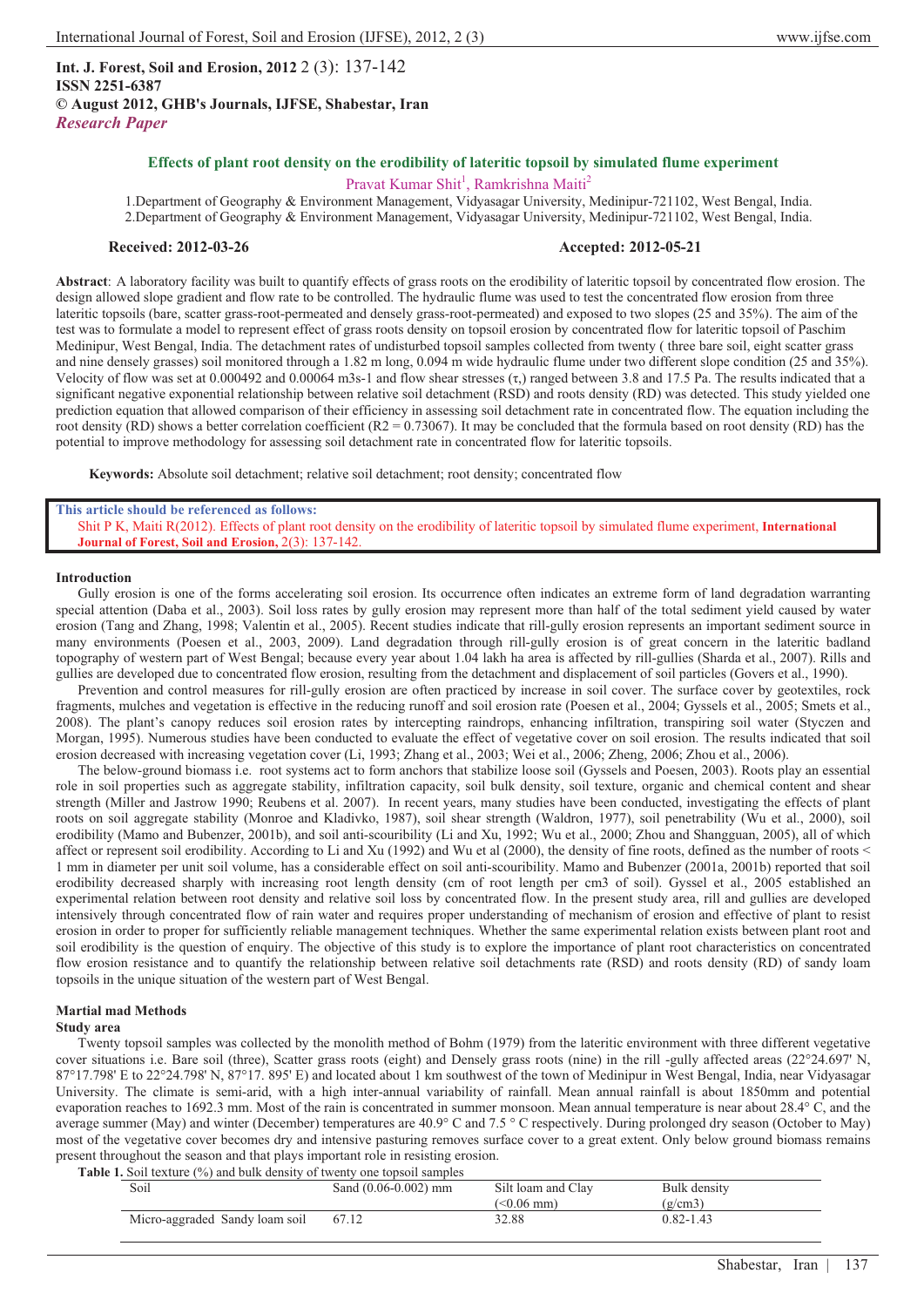**Int. J. Forest, Soil and Erosion, 2012** 2 (3): 137-142
**ISSN 2251-6387**
**© August 2012, GHB's Journals, IJFSE, Shabestar, Iran**
*Research Paper*

# Effects of plant root density on the erodibility of lateritic topsoil by simulated flume experiment

Pravat Kumar Shit[1], Ramkrishna Maiti[2]

1.Department of Geography & Environment Management, Vidyasagar University, Medinipur-721102, West Bengal, India.
2.Department of Geography & Environment Management, Vidyasagar University, Medinipur-721102, West Bengal, India.

**Received: 2012-03-26** **Accepted: 2012-05-21**

**Abstract**: A laboratory facility was built to quantify effects of grass roots on the erodibility of lateritic topsoil by concentrated flow erosion. The design allowed slope gradient and flow rate to be controlled. The hydraulic flume was used to test the concentrated flow erosion from three lateritic topsoils (bare, scatter grass-root-permeated and densely grass-root-permeated) and exposed to two slopes (25 and 35%). The aim of the test was to formulate a model to represent effect of grass roots density on topsoil erosion by concentrated flow for lateritic topsoil of Paschim Medinipur, West Bengal, India. The detachment rates of undisturbed topsoil samples collected from twenty ( three bare soil, eight scatter grass and nine densely grasses) soil monitored through a 1.82 m long, 0.094 m wide hydraulic flume under two different slope condition (25 and 35%). Velocity of flow was set at 0.000492 and 0.00064 m3s-1 and flow shear stresses (τ,) ranged between 3.8 and 17.5 Pa. The results indicated that a significant negative exponential relationship between relative soil detachment (RSD) and roots density (RD) was detected. This study yielded one prediction equation that allowed comparison of their efficiency in assessing soil detachment rate in concentrated flow. The equation including the root density (RD) shows a better correlation coefficient ($R2 = 0.73067$). It may be concluded that the formula based on root density (RD) has the potential to improve methodology for assessing soil detachment rate in concentrated flow for lateritic topsoils.

**Keywords:** Absolute soil detachment; relative soil detachment; root density; concentrated flow

**This article should be referenced as follows:**
Shit P K, Maiti R(2012). Effects of plant root density on the erodibility of lateritic topsoil by simulated flume experiment, **International Journal of Forest, Soil and Erosion,** 2(3): 137-142.

## Introduction

Gully erosion is one of the forms accelerating soil erosion. Its occurrence often indicates an extreme form of land degradation warranting special attention (Daba et al., 2003). Soil loss rates by gully erosion may represent more than half of the total sediment yield caused by water erosion (Tang and Zhang, 1998; Valentin et al., 2005). Recent studies indicate that rill-gully erosion represents an important sediment source in many environments (Poesen et al., 2003, 2009). Land degradation through rill-gully erosion is of great concern in the lateritic badland topography of western part of West Bengal; because every year about 1.04 lakh ha area is affected by rill-gullies (Sharda et al., 2007). Rills and gullies are developed due to concentrated flow erosion, resulting from the detachment and displacement of soil particles (Govers et al., 1990).

Prevention and control measures for rill-gully erosion are often practiced by increase in soil cover. The surface cover by geotextiles, rock fragments, mulches and vegetation is effective in the reducing runoff and soil erosion rate (Poesen et al., 2004; Gyssels et al., 2005; Smets et al., 2008). The plant's canopy reduces soil erosion rates by intercepting raindrops, enhancing infiltration, transpiring soil water (Styczen and Morgan, 1995). Numerous studies have been conducted to evaluate the effect of vegetative cover on soil erosion. The results indicated that soil erosion decreased with increasing vegetation cover (Li, 1993; Zhang et al., 2003; Wei et al., 2006; Zheng, 2006; Zhou et al., 2006).

The below-ground biomass i.e. root systems act to form anchors that stabilize loose soil (Gyssels and Poesen, 2003). Roots play an essential role in soil properties such as aggregate stability, infiltration capacity, soil bulk density, soil texture, organic and chemical content and shear strength (Miller and Jastrow 1990; Reubens et al. 2007). In recent years, many studies have been conducted, investigating the effects of plant roots on soil aggregate stability (Monroe and Kladivko, 1987), soil shear strength (Waldron, 1977), soil penetrability (Wu et al., 2000), soil erodibility (Mamo and Bubenzer, 2001b), and soil anti-scouribility (Li and Xu, 1992; Wu et al., 2000; Zhou and Shangguan, 2005), all of which affect or represent soil erodibility. According to Li and Xu (1992) and Wu et al (2000), the density of fine roots, defined as the number of roots < 1 mm in diameter per unit soil volume, has a considerable effect on soil anti-scouribility. Mamo and Bubenzer (2001a, 2001b) reported that soil erodibility decreased sharply with increasing root length density (cm of root length per cm3 of soil). Gyssel et al., 2005 established an experimental relation between root density and relative soil loss by concentrated flow. In the present study area, rill and gullies are developed intensively through concentrated flow of rain water and requires proper understanding of mechanism of erosion and effective of plant to resist erosion in order to proper for sufficiently reliable management techniques. Whether the same experimental relation exists between plant root and soil erodibility is the question of enquiry. The objective of this study is to explore the importance of plant root characteristics on concentrated flow erosion resistance and to quantify the relationship between relative soil detachments rate (RSD) and roots density (RD) of sandy loam topsoils in the unique situation of the western part of West Bengal.

## Martial mad Methods

### Study area

Twenty topsoil samples was collected by the monolith method of Bohm (1979) from the lateritic environment with three different vegetative cover situations i.e. Bare soil (three), Scatter grass roots (eight) and Densely grass roots (nine) in the rill -gully affected areas (22°24.697' N, 87°17.798' E to 22°24.798' N, 87°17. 895' E) and located about 1 km southwest of the town of Medinipur in West Bengal, India, near Vidyasagar University. The climate is semi-arid, with a high inter-annual variability of rainfall. Mean annual rainfall is about 1850mm and potential evaporation reaches to 1692.3 mm. Most of the rain is concentrated in summer monsoon. Mean annual temperature is near about 28.4° C, and the average summer (May) and winter (December) temperatures are 40.9° C and 7.5 ° C respectively. During prolonged dry season (October to May) most of the vegetative cover becomes dry and intensive pasturing removes surface cover to a great extent. Only below ground biomass remains present throughout the season and that plays important role in resisting erosion.

**Table 1.** Soil texture (%) and bulk density of twenty one topsoil samples

| Soil | Sand (0.06-0.002) mm | Silt loam and Clay (<0.06 mm) | Bulk density (g/cm3) |
|---|---|---|---|
| Micro-aggraded Sandy loam soil | 67.12 | 32.88 | 0.82-1.43 |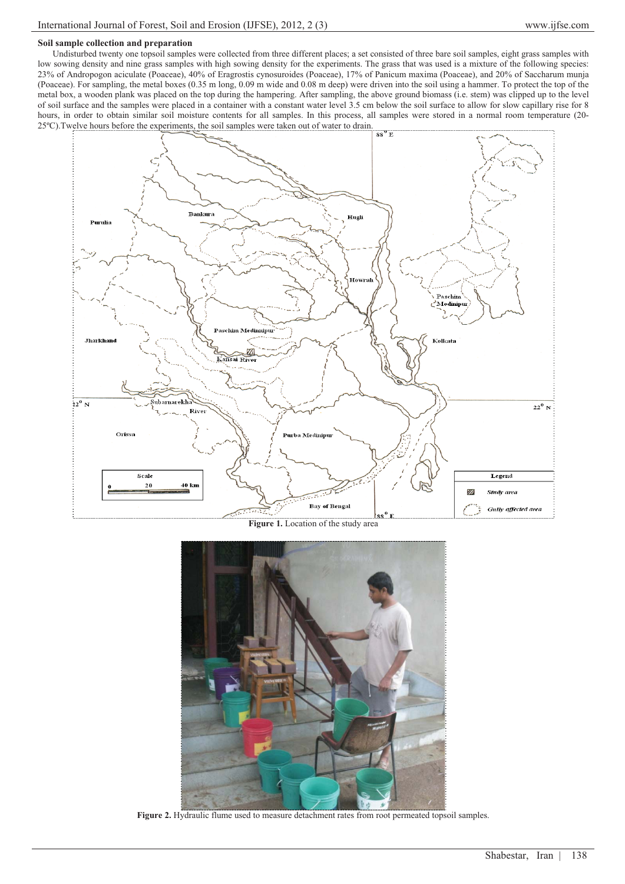**Soil sample collection and preparation**

Undisturbed twenty one topsoil samples were collected from three different places; a set consisted of three bare soil samples, eight grass samples with low sowing density and nine grass samples with high sowing density for the experiments. The grass that was used is a mixture of the following species: 23% of Andropogon aciculate (Poaceae), 40% of Eragrostis cynosuroides (Poaceae), 17% of Panicum maxima (Poaceae), and 20% of Saccharum munja (Poaceae). For sampling, the metal boxes (0.35 m long, 0.09 m wide and 0.08 m deep) were driven into the soil using a hammer. To protect the top of the metal box, a wooden plank was placed on the top during the hampering. After sampling, the above ground biomass (i.e. stem) was clipped up to the level of soil surface and the samples were placed in a container with a constant water level 3.5 cm below the soil surface to allow for slow capillary rise for 8 hours, in order to obtain similar soil moisture contents for all samples. In this process, all samples were stored in a normal room temperature (20-25ºC).Twelve hours before the experiments, the soil samples were taken out of water to drain.

88° E

Bankura

Hugli

Purulia

Howrah

Paschim Medinipur

Paschim Medinipur

Jharkhand

Kolkata

Kansai River

22° N

Subarnarekha River

22° N

Orissa

Purba Medinipur

Scale

0 20 40 km

Legend

Study area

Gully affected area

Bay of Bengal

88° E

**Figure 1.** Location of the study area

**Figure 2.** Hydraulic flume used to measure detachment rates from root permeated topsoil samples.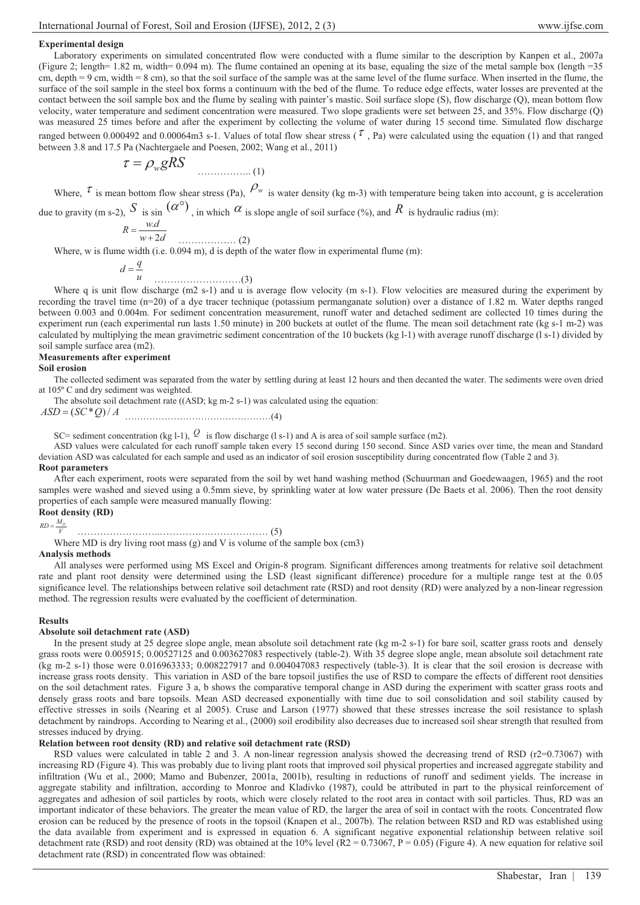**Experimental design**

Laboratory experiments on simulated concentrated flow were conducted with a flume similar to the description by Kanpen et al., 2007a (Figure 2; length= 1.82 m, width= 0.094 m). The flume contained an opening at its base, equaling the size of the metal sample box (length =35 cm, depth = 9 cm, width = 8 cm), so that the soil surface of the sample was at the same level of the flume surface. When inserted in the flume, the surface of the soil sample in the steel box forms a continuum with the bed of the flume. To reduce edge effects, water losses are prevented at the contact between the soil sample box and the flume by sealing with painter's mastic. Soil surface slope (S), flow discharge (Q), mean bottom flow velocity, water temperature and sediment concentration were measured. Two slope gradients were set between 25, and 35%. Flow discharge (Q) was measured 25 times before and after the experiment by collecting the volume of water during 15 second time. Simulated flow discharge ranged between 0.000492 and 0.00064m3 s-1. Values of total flow shear stress ($\tau$, Pa) were calculated using the equation (1) and that ranged between 3.8 and 17.5 Pa (Nachtergaele and Poesen, 2002; Wang et al., 2011)

$$\tau = \rho_w g R S \quad \text{……………..} \ (1)$$

Where, $\tau$ is mean bottom flow shear stress (Pa), $\rho_w$ is water density (kg m-3) with temperature being taken into account, g is acceleration due to gravity (m s-2), $S$ is sin $(\alpha°)$, in which $\alpha$ is slope angle of soil surface (%), and $R$ is hydraulic radius (m):

$$R = \frac{w.d}{w + 2d} \quad \text{……………… (2)}$$

Where, w is flume width (i.e. 0.094 m), d is depth of the water flow in experimental flume (m):

$$d = \frac{q}{u} \quad \text{………………………(3)}$$

Where q is unit flow discharge (m2 s-1) and u is average flow velocity (m s-1). Flow velocities are measured during the experiment by recording the travel time (n=20) of a dye tracer technique (potassium permanganate solution) over a distance of 1.82 m. Water depths ranged between 0.003 and 0.004m. For sediment concentration measurement, runoff water and detached sediment are collected 10 times during the experiment run (each experimental run lasts 1.50 minute) in 200 buckets at outlet of the flume. The mean soil detachment rate (kg s-1 m-2) was calculated by multiplying the mean gravimetric sediment concentration of the 10 buckets (kg l-1) with average runoff discharge (l s-1) divided by soil sample surface area (m2).

**Measurements after experiment**

**Soil erosion**

The collected sediment was separated from the water by settling during at least 12 hours and then decanted the water. The sediments were oven dried at 105º C and dry sediment was weighted.

The absolute soil detachment rate ((ASD; kg m-2 s-1) was calculated using the equation:

$$ASD = (SC * Q) / A \quad \text{………………………………………(4)}$$

SC= sediment concentration (kg l-1), $Q$ is flow discharge (l s-1) and A is area of soil sample surface (m2).

ASD values were calculated for each runoff sample taken every 15 second during 150 second. Since ASD varies over time, the mean and Standard deviation ASD was calculated for each sample and used as an indicator of soil erosion susceptibility during concentrated flow (Table 2 and 3).

**Root parameters**

After each experiment, roots were separated from the soil by wet hand washing method (Schuurman and Goedewaagen, 1965) and the root samples were washed and sieved using a 0.5mm sieve, by sprinkling water at low water pressure (De Baets et al. 2006). Then the root density properties of each sample were measured manually flowing:

**Root density (RD)**

$$RD = \frac{M_D}{V} \quad \text{……………………..…………….……………… (5)}$$

Where MD is dry living root mass (g) and V is volume of the sample box (cm3)

**Analysis methods**

All analyses were performed using MS Excel and Origin-8 program. Significant differences among treatments for relative soil detachment rate and plant root density were determined using the LSD (least significant difference) procedure for a multiple range test at the 0.05 significance level. The relationships between relative soil detachment rate (RSD) and root density (RD) were analyzed by a non-linear regression method. The regression results were evaluated by the coefficient of determination.

**Results**

**Absolute soil detachment rate (ASD)**

In the present study at 25 degree slope angle, mean absolute soil detachment rate (kg m-2 s-1) for bare soil, scatter grass roots and densely grass roots were 0.005915; 0.00527125 and 0.003627083 respectively (table-2). With 35 degree slope angle, mean absolute soil detachment rate (kg m-2 s-1) those were 0.016963333; 0.008227917 and 0.004047083 respectively (table-3). It is clear that the soil erosion is decrease with increase grass roots density. This variation in ASD of the bare topsoil justifies the use of RSD to compare the effects of different root densities on the soil detachment rates. Figure 3 a, b shows the comparative temporal change in ASD during the experiment with scatter grass roots and densely grass roots and bare topsoils. Mean ASD decreased exponentially with time due to soil consolidation and soil stability caused by effective stresses in soils (Nearing et al 2005). Cruse and Larson (1977) showed that these stresses increase the soil resistance to splash detachment by raindrops. According to Nearing et al., (2000) soil erodibility also decreases due to increased soil shear strength that resulted from stresses induced by drying.

**Relation between root density (RD) and relative soil detachment rate (RSD)**

RSD values were calculated in table 2 and 3. A non-linear regression analysis showed the decreasing trend of RSD (r2=0.73067) with increasing RD (Figure 4). This was probably due to living plant roots that improved soil physical properties and increased aggregate stability and infiltration (Wu et al., 2000; Mamo and Bubenzer, 2001a, 2001b), resulting in reductions of runoff and sediment yields. The increase in aggregate stability and infiltration, according to Monroe and Kladivko (1987), could be attributed in part to the physical reinforcement of aggregates and adhesion of soil particles by roots, which were closely related to the root area in contact with soil particles. Thus, RD was an important indicator of these behaviors. The greater the mean value of RD, the larger the area of soil in contact with the roots. Concentrated flow erosion can be reduced by the presence of roots in the topsoil (Knapen et al., 2007b). The relation between RSD and RD was established using the data available from experiment and is expressed in equation 6. A significant negative exponential relationship between relative soil detachment rate (RSD) and root density (RD) was obtained at the 10% level ($R2 = 0.73067$, $P = 0.05$) (Figure 4). A new equation for relative soil detachment rate (RSD) in concentrated flow was obtained: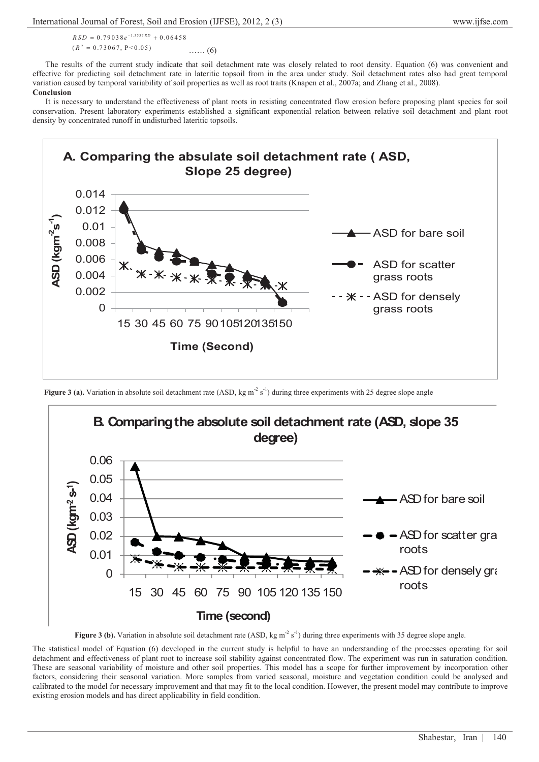$$RSD = 0.79038e^{-1.3537RD} + 0.06458$$
$$(R^2 = 0.73067,\ P<0.05) \quad \ldots\ldots (6)$$

The results of the current study indicate that soil detachment rate was closely related to root density. Equation (6) was convenient and effective for predicting soil detachment rate in lateritic topsoil from in the area under study. Soil detachment rates also had great temporal variation caused by temporal variability of soil properties as well as root traits (Knapen et al., 2007a; and Zhang et al., 2008).

**Conclusion**

It is necessary to understand the effectiveness of plant roots in resisting concentrated flow erosion before proposing plant species for soil conservation. Present laboratory experiments established a significant exponential relation between relative soil detachment and plant root density by concentrated runoff in undisturbed lateritic topsoils.

A. Comparing the absulate soil detachment rate ( ASD, Slope 25 degree)

ASD (kgm$^{-2}$s$^{-1}$)

0.014
0.012
0.01
0.008
0.006
0.004
0.002
0

15 30 45 60 75 90 105 120 135 150

Time (Second)

ASD for bare soil
ASD for scatter grass roots
ASD for densely grass roots

**Figure 3 (a).** Variation in absolute soil detachment rate (ASD, kg m$^{-2}$ s$^{-1}$) during three experiments with 25 degree slope angle

B. Comparing the absolute soil detachment rate (ASD, slope 35 degree)

ASD (kgm$^{-2}$ s$^{-1}$)

0.06
0.05
0.04
0.03
0.02
0.01
0

15 30 45 60 75 90 105 120 135 150

Time (second)

ASD for bare soil
ASD for scatter gra roots
ASD for densely gra roots

**Figure 3 (b).** Variation in absolute soil detachment rate (ASD, kg m$^{-2}$ s$^{-1}$) during three experiments with 35 degree slope angle.

The statistical model of Equation (6) developed in the current study is helpful to have an understanding of the processes operating for soil detachment and effectiveness of plant root to increase soil stability against concentrated flow. The experiment was run in saturation condition. These are seasonal variability of moisture and other soil properties. This model has a scope for further improvement by incorporation other factors, considering their seasonal variation. More samples from varied seasonal, moisture and vegetation condition could be analysed and calibrated to the model for necessary improvement and that may fit to the local condition. However, the present model may contribute to improve existing erosion models and has direct applicability in field condition.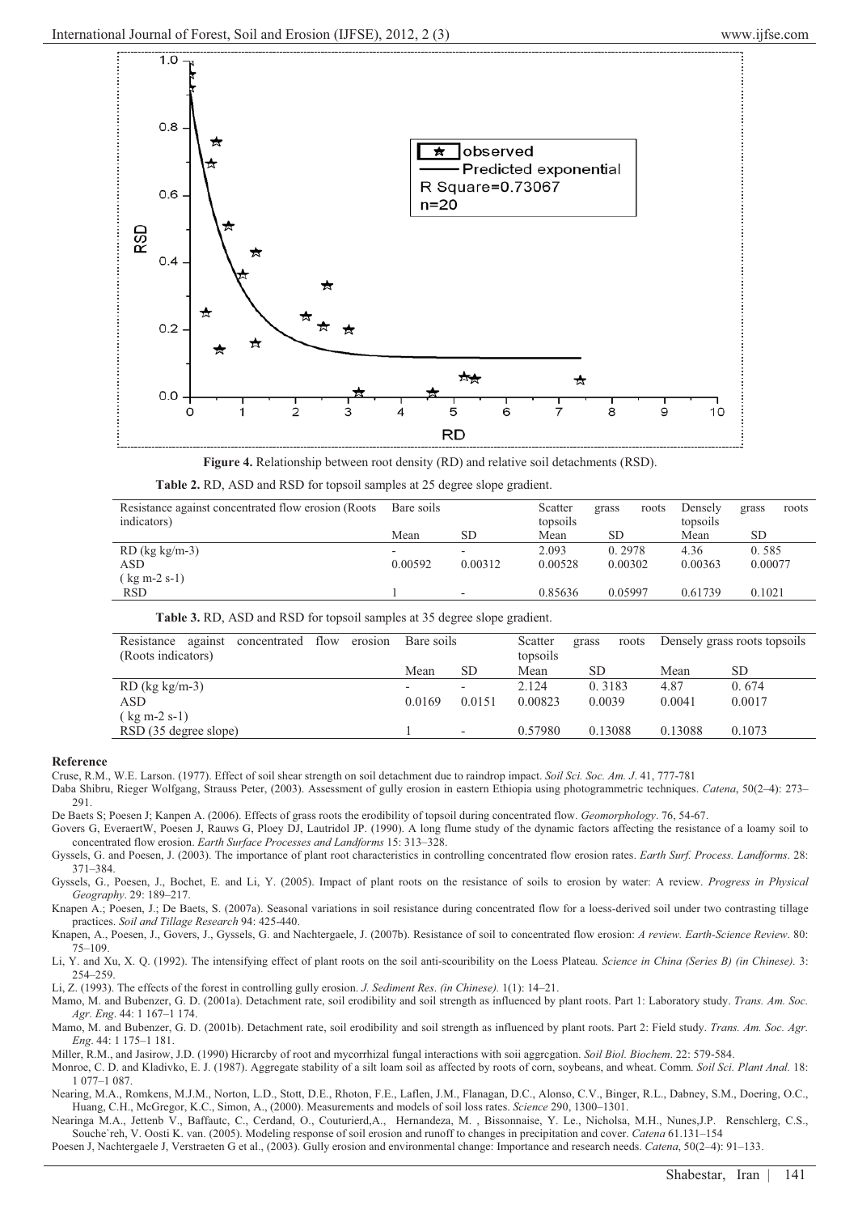**Figure 4.** Relationship between root density (RD) and relative soil detachments (RSD).

**Table 2.** RD, ASD and RSD for topsoil samples at 25 degree slope gradient.

| Resistance against concentrated flow erosion (Roots indicators) | Bare soils | | Scatter grass roots topsoils | | Densely grass roots topsoils | |
|---|---|---|---|---|---|---|
| | Mean | SD | Mean | SD | Mean | SD |
| RD (kg kg/m-3) | - | - | 2.093 | 0. 2978 | 4.36 | 0. 585 |
| ASD ( kg m-2 s-1) | 0.00592 | 0.00312 | 0.00528 | 0.00302 | 0.00363 | 0.00077 |
| RSD | 1 | - | 0.85636 | 0.05997 | 0.61739 | 0.1021 |

**Table 3.** RD, ASD and RSD for topsoil samples at 35 degree slope gradient.

| Resistance against concentrated flow erosion (Roots indicators) | Bare soils | | Scatter grass roots topsoils | | Densely grass roots topsoils | |
|---|---|---|---|---|---|---|
| | Mean | SD | Mean | SD | Mean | SD |
| RD (kg kg/m-3) | - | - | 2.124 | 0. 3183 | 4.87 | 0. 674 |
| ASD ( kg m-2 s-1) | 0.0169 | 0.0151 | 0.00823 | 0.0039 | 0.0041 | 0.0017 |
| RSD (35 degree slope) | 1 | - | 0.57980 | 0.13088 | 0.13088 | 0.1073 |

## Reference

Cruse, R.M., W.E. Larson. (1977). Effect of soil shear strength on soil detachment due to raindrop impact. *Soil Sci. Soc. Am. J*. 41, 777-781

Daba Shibru, Rieger Wolfgang, Strauss Peter, (2003). Assessment of gully erosion in eastern Ethiopia using photogrammetric techniques. *Catena*, 50(2–4): 273–291.

De Baets S; Poesen J; Kanpen A. (2006). Effects of grass roots the erodibility of topsoil during concentrated flow. *Geomorphology*. 76, 54-67.

Govers G, EveraertW, Poesen J, Rauws G, Ploey DJ, Lautridol JP. (1990). A long flume study of the dynamic factors affecting the resistance of a loamy soil to concentrated flow erosion. *Earth Surface Processes and Landforms* 15: 313–328.

Gyssels, G. and Poesen, J. (2003). The importance of plant root characteristics in controlling concentrated flow erosion rates. *Earth Surf. Process. Landforms*. 28: 371–384.

Gyssels, G., Poesen, J., Bochet, E. and Li, Y. (2005). Impact of plant roots on the resistance of soils to erosion by water: A review. *Progress in Physical Geography*. 29: 189–217.

Knapen A.; Poesen, J.; De Baets, S. (2007a). Seasonal variations in soil resistance during concentrated flow for a loess-derived soil under two contrasting tillage practices. *Soil and Tillage Research* 94: 425-440.

Knapen, A., Poesen, J., Govers, J., Gyssels, G. and Nachtergaele, J. (2007b). Resistance of soil to concentrated flow erosion: *A review. Earth-Science Review*. 80: 75–109.

Li, Y. and Xu, X. Q. (1992). The intensifying effect of plant roots on the soil anti-scouribility on the Loess Plateau*. Science in China (Series B) (in Chinese).* 3: 254–259.

Li, Z. (1993). The effects of the forest in controlling gully erosion. *J. Sediment Res*. *(in Chinese).* 1(1): 14–21.

Mamo, M. and Bubenzer, G. D. (2001a). Detachment rate, soil erodibility and soil strength as influenced by plant roots. Part 1: Laboratory study. *Trans. Am. Soc. Agr*. *Eng*. 44: 1 167–1 174.

Mamo, M. and Bubenzer, G. D. (2001b). Detachment rate, soil erodibility and soil strength as influenced by plant roots. Part 2: Field study. *Trans. Am. Soc. Agr. Eng*. 44: 1 175–1 181.

Miller, R.M., and Jasirow, J.D. (1990) Hicrarcby of root and mycorrhizal fungal interactions with soii aggrcgation. *Soil Biol. Biochem*. 22: 579-584.

Monroe, C. D. and Kladivko, E. J. (1987). Aggregate stability of a silt loam soil as affected by roots of corn, soybeans, and wheat. Comm*. Soil Sci. Plant Anal.* 18: 1 077–1 087.

Nearing, M.A., Romkens, M.J.M., Norton, L.D., Stott, D.E., Rhoton, F.E., Laflen, J.M., Flanagan, D.C., Alonso, C.V., Binger, R.L., Dabney, S.M., Doering, O.C., Huang, C.H., McGregor, K.C., Simon, A., (2000). Measurements and models of soil loss rates. *Science* 290, 1300–1301.

Nearinga M.A., Jettenb V., Baffautc, C., Cerdand, O., Couturierd,A., Hernandeza, M. , Bissonnaise, Y. Le., Nicholsa, M.H., Nunes,J.P. Renschlerg, C.S., Souche`reh, V. Oosti K. van. (2005). Modeling response of soil erosion and runoff to changes in precipitation and cover. *Catena* 61.131–154

Poesen J, Nachtergaele J, Verstraeten G et al., (2003). Gully erosion and environmental change: Importance and research needs. *Catena*, 50(2–4): 91–133.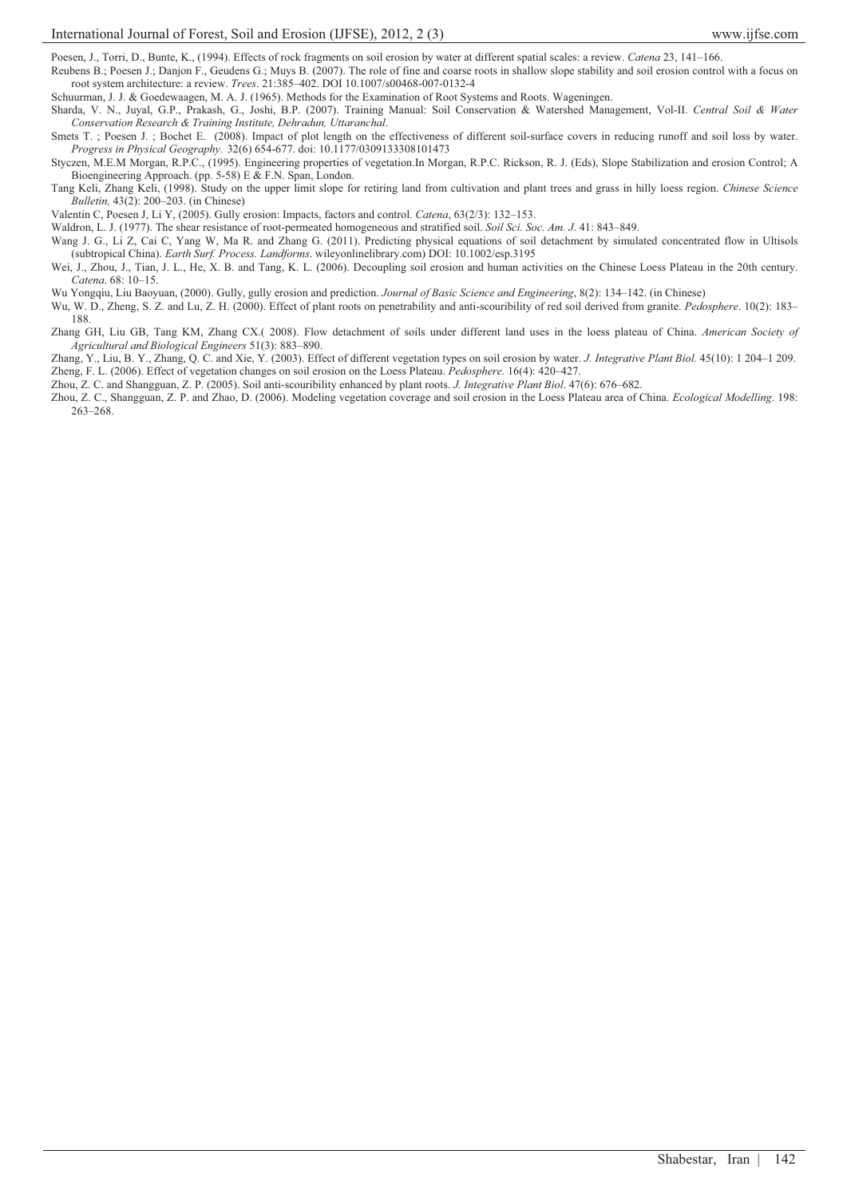Poesen, J., Torri, D., Bunte, K., (1994). Effects of rock fragments on soil erosion by water at different spatial scales: a review. *Catena* 23, 141–166.

Reubens B.; Poesen J.; Danjon F., Geudens G.; Muys B. (2007). The role of fine and coarse roots in shallow slope stability and soil erosion control with a focus on root system architecture: a review. *Trees*. 21:385–402. DOI 10.1007/s00468-007-0132-4

Schuurman, J. J. & Goedewaagen, M. A. J. (1965). Methods for the Examination of Root Systems and Roots. Wageningen.

Sharda, V. N., Juyal, G.P., Prakash, G., Joshi, B.P. (2007). Training Manual: Soil Conservation & Watershed Management, Vol-II. *Central Soil & Water Conservation Research & Training Institute, Dehradun, Uttaranchal*.

Smets T. ; Poesen J. ; Bochet E. (2008). Impact of plot length on the effectiveness of different soil-surface covers in reducing runoff and soil loss by water. *Progress in Physical Geography.* 32(6) 654-677. doi: 10.1177/0309133308101473

Styczen, M.E.M Morgan, R.P.C., (1995). Engineering properties of vegetation.In Morgan, R.P.C. Rickson, R. J. (Eds), Slope Stabilization and erosion Control; A Bioengineering Approach. (pp. 5-58) E & F.N. Span, London.

Tang Keli, Zhang Keli, (1998). Study on the upper limit slope for retiring land from cultivation and plant trees and grass in hilly loess region. *Chinese Science Bulletin,* 43(2): 200–203. (in Chinese)

Valentin C, Poesen J, Li Y, (2005). Gully erosion: Impacts, factors and control. *Catena*, 63(2/3): 132–153.

Waldron, L. J. (1977). The shear resistance of root-permeated homogeneous and stratified soil. *Soil Sci. Soc. Am. J*. 41: 843–849.

Wang J. G., Li Z, Cai C, Yang W, Ma R. and Zhang G. (2011). Predicting physical equations of soil detachment by simulated concentrated flow in Ultisols (subtropical China). *Earth Surf. Process. Landforms*. wileyonlinelibrary.com) DOI: 10.1002/esp.3195

Wei, J., Zhou, J., Tian, J. L., He, X. B. and Tang, K. L. (2006). Decoupling soil erosion and human activities on the Chinese Loess Plateau in the 20th century. *Catena*. 68: 10–15.

Wu Yongqiu, Liu Baoyuan, (2000). Gully, gully erosion and prediction. *Journal of Basic Science and Engineering*, 8(2): 134–142. (in Chinese)

Wu, W. D., Zheng, S. Z. and Lu, Z. H. (2000). Effect of plant roots on penetrability and anti-scouribility of red soil derived from granite. *Pedosphere*. 10(2): 183–188.

Zhang GH, Liu GB, Tang KM, Zhang CX.( 2008). Flow detachment of soils under different land uses in the loess plateau of China. *American Society of Agricultural and Biological Engineers* 51(3): 883–890.

Zhang, Y., Liu, B. Y., Zhang, Q. C. and Xie, Y. (2003). Effect of different vegetation types on soil erosion by water. *J. Integrative Plant Biol*. 45(10): 1 204–1 209.

Zheng, F. L. (2006). Effect of vegetation changes on soil erosion on the Loess Plateau. *Pedosphere.* 16(4): 420–427.

Zhou, Z. C. and Shangguan, Z. P. (2005). Soil anti-scouribility enhanced by plant roots. *J. Integrative Plant Biol*. 47(6): 676–682.

Zhou, Z. C., Shangguan, Z. P. and Zhao, D. (2006). Modeling vegetation coverage and soil erosion in the Loess Plateau area of China. *Ecological Modelling*. 198: 263–268.